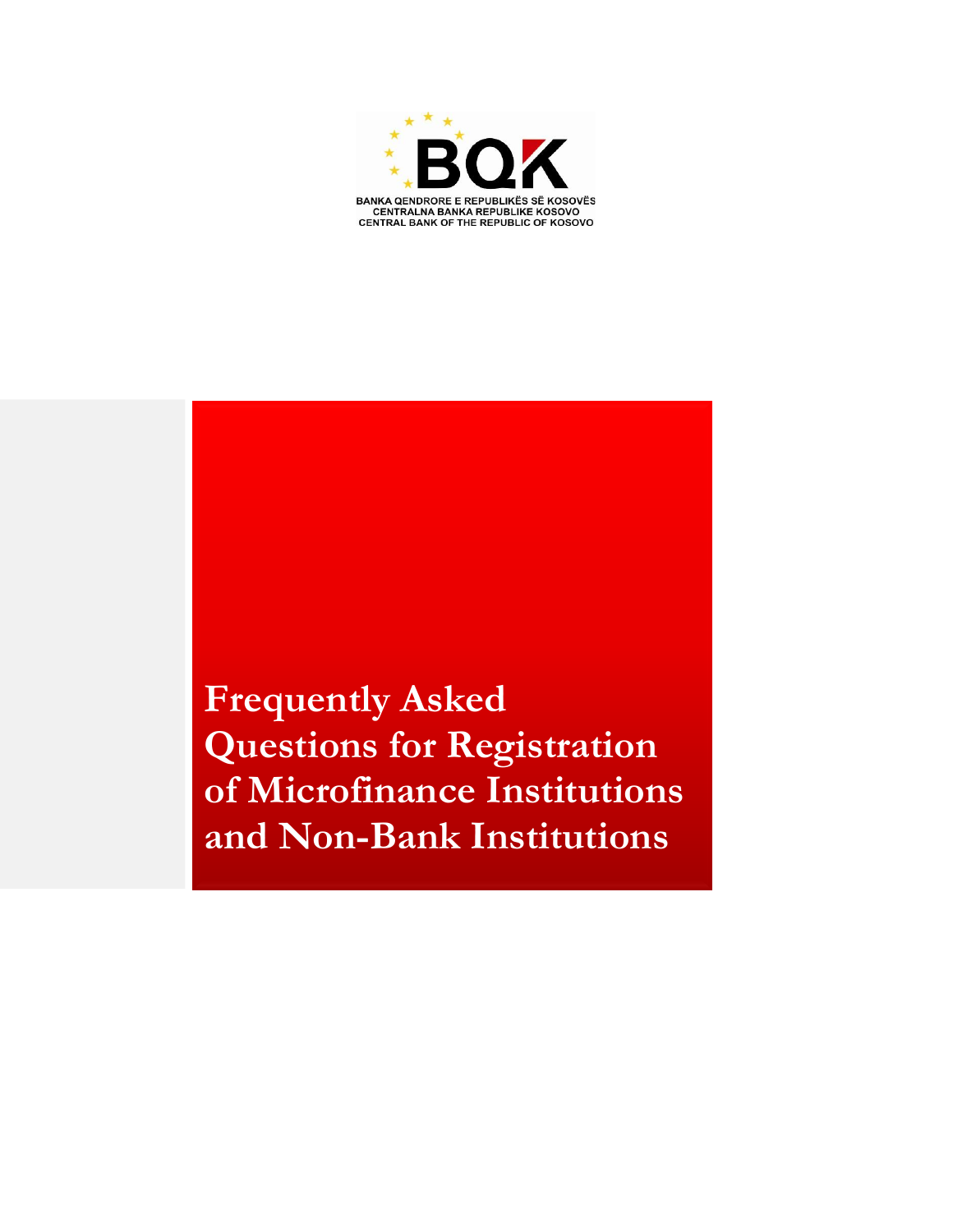BQK

BANKA QENDRORE E REPUBLIKËS SË KOSOVËS
CENTRALNA BANKA REPUBLIKE KOSOVO
CENTRAL BANK OF THE REPUBLIC OF KOSOVO

# Frequently Asked Questions for Registration of Microfinance Institutions and Non-Bank Institutions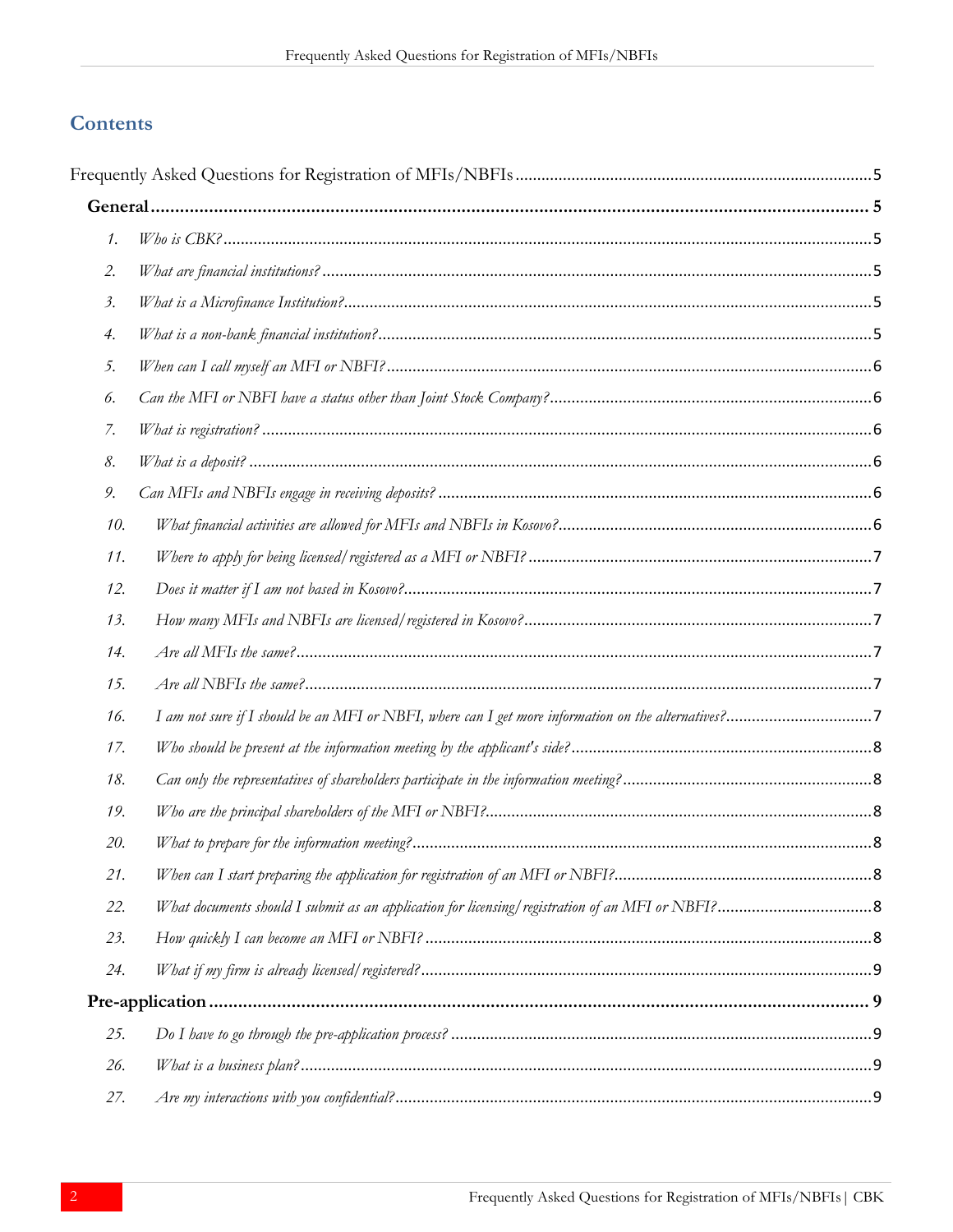## Contents

Frequently Asked Questions for Registration of MFIs/NBFIs ..... 5

**General** ..... 5

1. *Who is CBK?* ..... 5
2. *What are financial institutions?* ..... 5
3. *What is a Microfinance Institution?* ..... 5
4. *What is a non-bank financial institution?* ..... 5
5. *When can I call myself an MFI or NBFI?* ..... 6
6. *Can the MFI or NBFI have a status other than Joint Stock Company?* ..... 6
7. *What is registration?* ..... 6
8. *What is a deposit?* ..... 6
9. *Can MFIs and NBFIs engage in receiving deposits?* ..... 6
10. *What financial activities are allowed for MFIs and NBFIs in Kosovo?* ..... 6
11. *Where to apply for being licensed/registered as a MFI or NBFI?* ..... 7
12. *Does it matter if I am not based in Kosovo?* ..... 7
13. *How many MFIs and NBFIs are licensed/registered in Kosovo?* ..... 7
14. *Are all MFIs the same?* ..... 7
15. *Are all NBFIs the same?* ..... 7
16. *I am not sure if I should be an MFI or NBFI, where can I get more information on the alternatives?* ..... 7
17. *Who should be present at the information meeting by the applicant's side?* ..... 8
18. *Can only the representatives of shareholders participate in the information meeting?* ..... 8
19. *Who are the principal shareholders of the MFI or NBFI?* ..... 8
20. *What to prepare for the information meeting?* ..... 8
21. *When can I start preparing the application for registration of an MFI or NBFI?* ..... 8
22. *What documents should I submit as an application for licensing/registration of an MFI or NBFI?* ..... 8
23. *How quickly I can become an MFI or NBFI?* ..... 8
24. *What if my firm is already licensed/registered?* ..... 9

**Pre-application** ..... 9

25. *Do I have to go through the pre-application process?* ..... 9
26. *What is a business plan?* ..... 9
27. *Are my interactions with you confidential?* ..... 9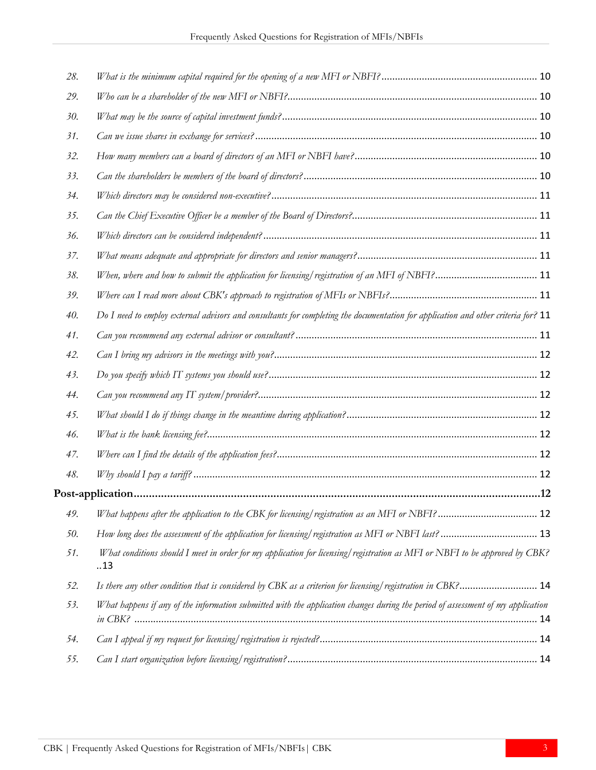28. *What is the minimum capital required for the opening of a new MFI or NBFI?* ........ 10
29. *Who can be a shareholder of the new MFI or NBFI?* ........ 10
30. *What may be the source of capital investment funds?* ........ 10
31. *Can we issue shares in exchange for services?* ........ 10
32. *How many members can a board of directors of an MFI or NBFI have?* ........ 10
33. *Can the shareholders be members of the board of directors?* ........ 10
34. *Which directors may be considered non-executive?* ........ 11
35. *Can the Chief Executive Officer be a member of the Board of Directors?* ........ 11
36. *Which directors can be considered independent?* ........ 11
37. *What means adequate and appropriate for directors and senior managers?* ........ 11
38. *When, where and how to submit the application for licensing/registration of an MFI of NBFI?* ........ 11
39. *Where can I read more about CBK's approach to registration of MFIs or NBFIs?* ........ 11
40. *Do I need to employ external advisors and consultants for completing the documentation for application and other criteria for?* 11
41. *Can you recommend any external advisor or consultant?* ........ 11
42. *Can I bring my advisors in the meetings with you?* ........ 12
43. *Do you specify which IT systems you should use?* ........ 12
44. *Can you recommend any IT system/provider?* ........ 12
45. *What should I do if things change in the meantime during application?* ........ 12
46. *What is the bank licensing fee?* ........ 12
47. *Where can I find the details of the application fees?* ........ 12
48. *Why should I pay a tariff?* ........ 12

**Post-application** ........ 12

49. *What happens after the application to the CBK for licensing/registration as an MFI or NBFI?* ........ 12
50. *How long does the assessment of the application for licensing/registration as MFI or NBFI last?* ........ 13
51. *What conditions should I meet in order for my application for licensing/registration as MFI or NBFI to be approved by CBK?* ..13
52. *Is there any other condition that is considered by CBK as a criterion for licensing/registration in CBK?* ........ 14
53. *What happens if any of the information submitted with the application changes during the period of assessment of my application in CBK?* ........ 14
54. *Can I appeal if my request for licensing/registration is rejected?* ........ 14
55. *Can I start organization before licensing/registration?* ........ 14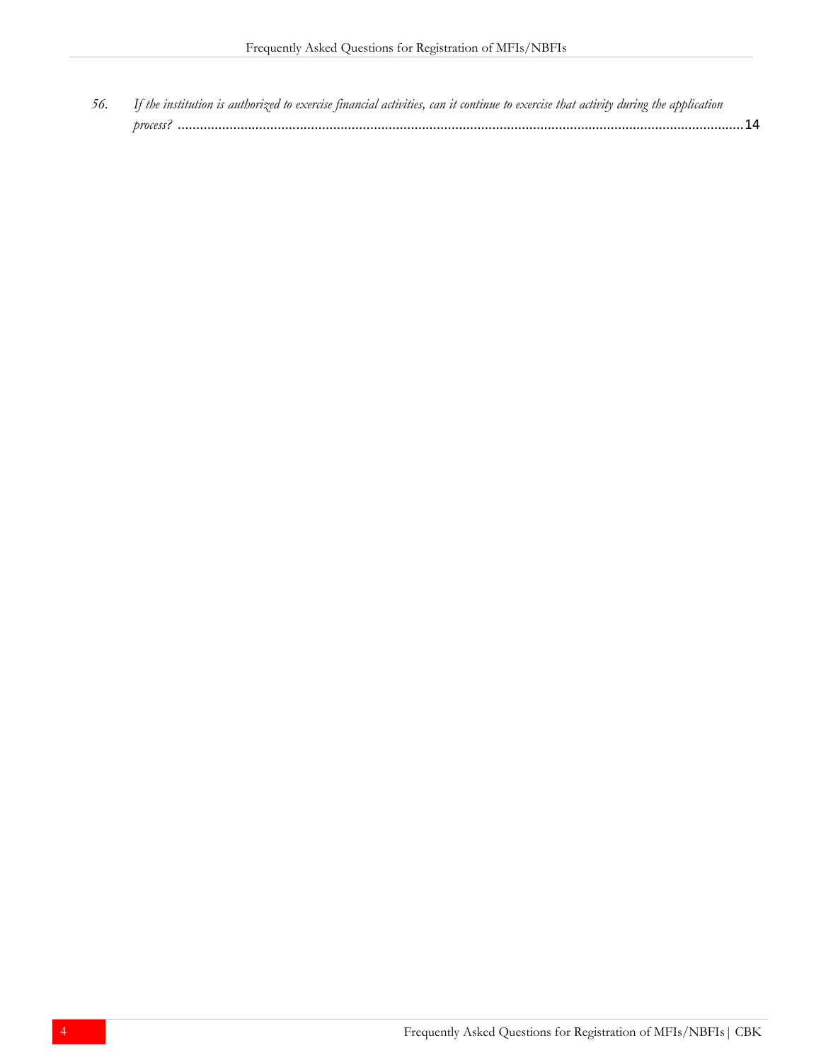56. *If the institution is authorized to exercise financial activities, can it continue to exercise that activity during the application process?* ........................................................................................................................................................14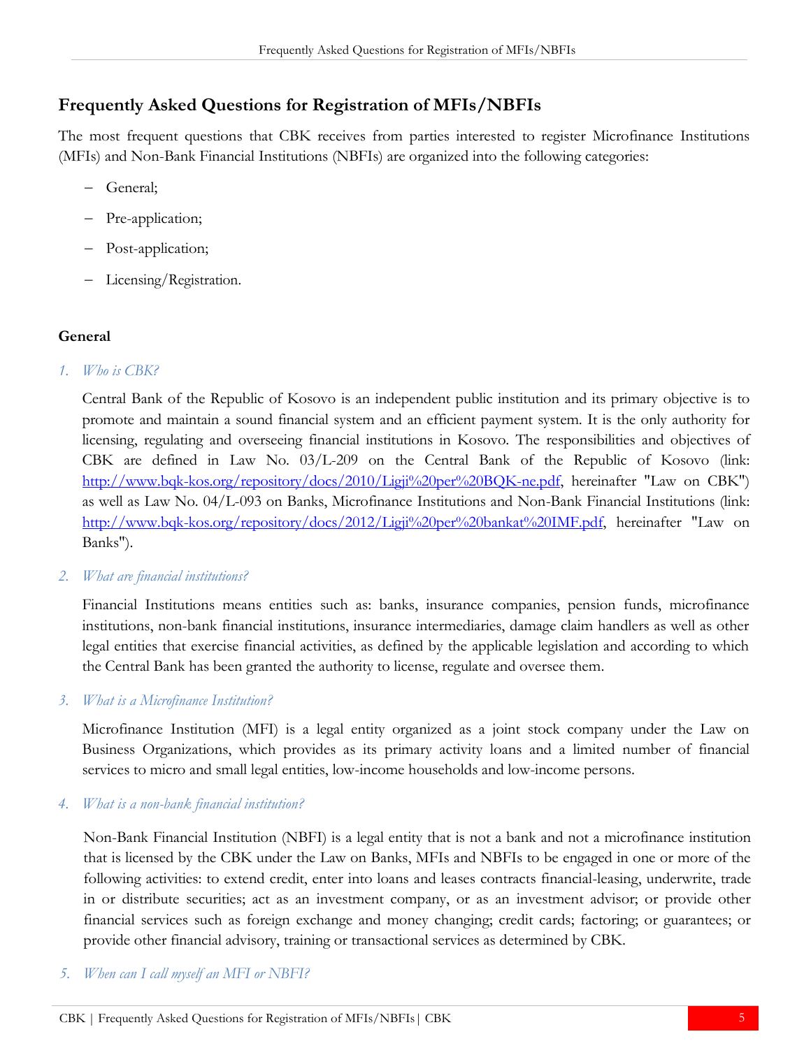## Frequently Asked Questions for Registration of MFIs/NBFIs

The most frequent questions that CBK receives from parties interested to register Microfinance Institutions (MFIs) and Non-Bank Financial Institutions (NBFIs) are organized into the following categories:

- General;
- Pre-application;
- Post-application;
- Licensing/Registration.

### General

1. *Who is CBK?*

   Central Bank of the Republic of Kosovo is an independent public institution and its primary objective is to promote and maintain a sound financial system and an efficient payment system. It is the only authority for licensing, regulating and overseeing financial institutions in Kosovo. The responsibilities and objectives of CBK are defined in Law No. 03/L-209 on the Central Bank of the Republic of Kosovo (link: [http://www.bqk-kos.org/repository/docs/2010/Ligji%20per%20BQK-ne.pdf](http://www.bqk-kos.org/repository/docs/2010/Ligji%20per%20BQK-ne.pdf), hereinafter "Law on CBK") as well as Law No. 04/L-093 on Banks, Microfinance Institutions and Non-Bank Financial Institutions (link: [http://www.bqk-kos.org/repository/docs/2012/Ligji%20per%20bankat%20IMF.pdf](http://www.bqk-kos.org/repository/docs/2012/Ligji%20per%20bankat%20IMF.pdf), hereinafter "Law on Banks").

2. *What are financial institutions?*

   Financial Institutions means entities such as: banks, insurance companies, pension funds, microfinance institutions, non-bank financial institutions, insurance intermediaries, damage claim handlers as well as other legal entities that exercise financial activities, as defined by the applicable legislation and according to which the Central Bank has been granted the authority to license, regulate and oversee them.

3. *What is a Microfinance Institution?*

   Microfinance Institution (MFI) is a legal entity organized as a joint stock company under the Law on Business Organizations, which provides as its primary activity loans and a limited number of financial services to micro and small legal entities, low-income households and low-income persons.

4. *What is a non-bank financial institution?*

   Non-Bank Financial Institution (NBFI) is a legal entity that is not a bank and not a microfinance institution that is licensed by the CBK under the Law on Banks, MFIs and NBFIs to be engaged in one or more of the following activities: to extend credit, enter into loans and leases contracts financial-leasing, underwrite, trade in or distribute securities; act as an investment company, or as an investment advisor; or provide other financial services such as foreign exchange and money changing; credit cards; factoring; or guarantees; or provide other financial advisory, training or transactional services as determined by CBK.

5. *When can I call myself an MFI or NBFI?*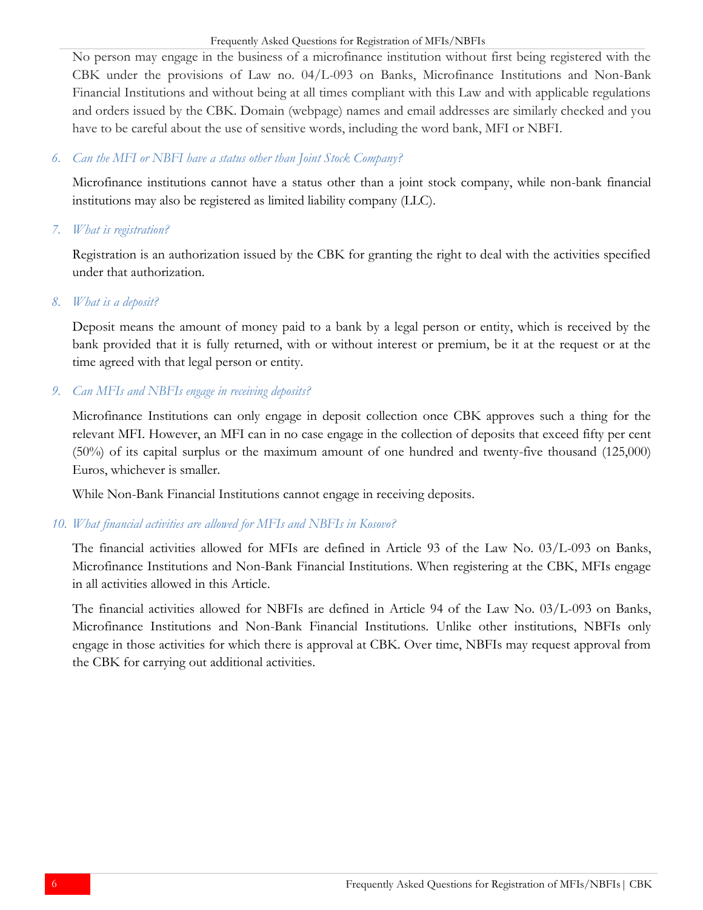No person may engage in the business of a microfinance institution without first being registered with the CBK under the provisions of Law no. 04/L-093 on Banks, Microfinance Institutions and Non-Bank Financial Institutions and without being at all times compliant with this Law and with applicable regulations and orders issued by the CBK. Domain (webpage) names and email addresses are similarly checked and you have to be careful about the use of sensitive words, including the word bank, MFI or NBFI.

### 6. *Can the MFI or NBFI have a status other than Joint Stock Company?*

Microfinance institutions cannot have a status other than a joint stock company, while non-bank financial institutions may also be registered as limited liability company (LLC).

### 7. *What is registration?*

Registration is an authorization issued by the CBK for granting the right to deal with the activities specified under that authorization.

### 8. *What is a deposit?*

Deposit means the amount of money paid to a bank by a legal person or entity, which is received by the bank provided that it is fully returned, with or without interest or premium, be it at the request or at the time agreed with that legal person or entity.

### 9. *Can MFIs and NBFIs engage in receiving deposits?*

Microfinance Institutions can only engage in deposit collection once CBK approves such a thing for the relevant MFI. However, an MFI can in no case engage in the collection of deposits that exceed fifty per cent (50%) of its capital surplus or the maximum amount of one hundred and twenty-five thousand (125,000) Euros, whichever is smaller.

While Non-Bank Financial Institutions cannot engage in receiving deposits.

### 10. *What financial activities are allowed for MFIs and NBFIs in Kosovo?*

The financial activities allowed for MFIs are defined in Article 93 of the Law No. 03/L-093 on Banks, Microfinance Institutions and Non-Bank Financial Institutions. When registering at the CBK, MFIs engage in all activities allowed in this Article.

The financial activities allowed for NBFIs are defined in Article 94 of the Law No. 03/L-093 on Banks, Microfinance Institutions and Non-Bank Financial Institutions. Unlike other institutions, NBFIs only engage in those activities for which there is approval at CBK. Over time, NBFIs may request approval from the CBK for carrying out additional activities.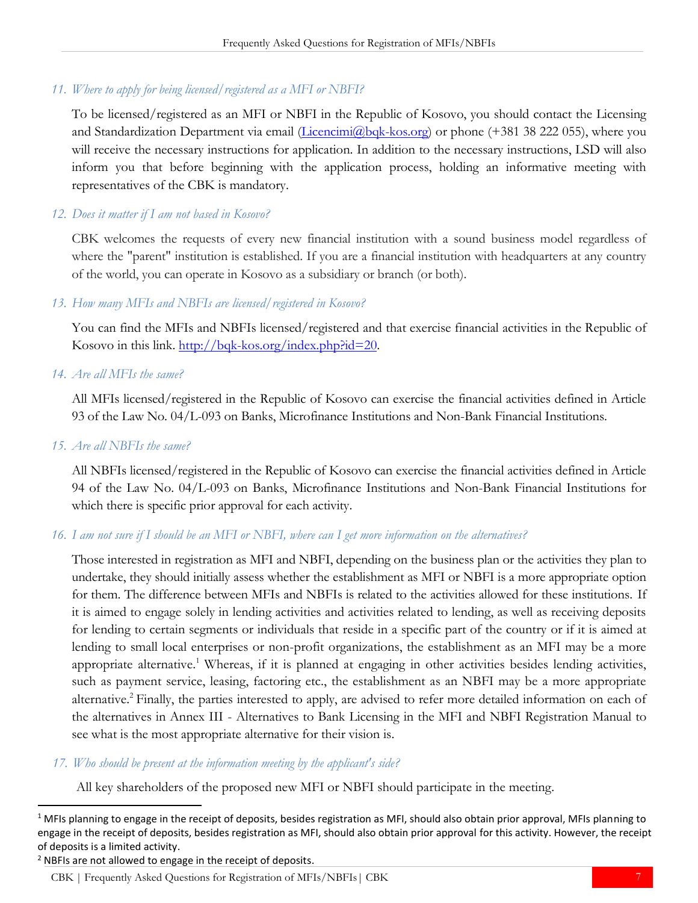*11. Where to apply for being licensed/registered as a MFI or NBFI?*

To be licensed/registered as an MFI or NBFI in the Republic of Kosovo, you should contact the Licensing and Standardization Department via email (Licencimi@bqk-kos.org) or phone (+381 38 222 055), where you will receive the necessary instructions for application. In addition to the necessary instructions, LSD will also inform you that before beginning with the application process, holding an informative meeting with representatives of the CBK is mandatory.

*12. Does it matter if I am not based in Kosovo?*

CBK welcomes the requests of every new financial institution with a sound business model regardless of where the "parent" institution is established. If you are a financial institution with headquarters at any country of the world, you can operate in Kosovo as a subsidiary or branch (or both).

*13. How many MFIs and NBFIs are licensed/registered in Kosovo?*

You can find the MFIs and NBFIs licensed/registered and that exercise financial activities in the Republic of Kosovo in this link. http://bqk-kos.org/index.php?id=20.

*14. Are all MFIs the same?*

All MFIs licensed/registered in the Republic of Kosovo can exercise the financial activities defined in Article 93 of the Law No. 04/L-093 on Banks, Microfinance Institutions and Non-Bank Financial Institutions.

*15. Are all NBFIs the same?*

All NBFIs licensed/registered in the Republic of Kosovo can exercise the financial activities defined in Article 94 of the Law No. 04/L-093 on Banks, Microfinance Institutions and Non-Bank Financial Institutions for which there is specific prior approval for each activity.

*16. I am not sure if I should be an MFI or NBFI, where can I get more information on the alternatives?*

Those interested in registration as MFI and NBFI, depending on the business plan or the activities they plan to undertake, they should initially assess whether the establishment as MFI or NBFI is a more appropriate option for them. The difference between MFIs and NBFIs is related to the activities allowed for these institutions. If it is aimed to engage solely in lending activities and activities related to lending, as well as receiving deposits for lending to certain segments or individuals that reside in a specific part of the country or if it is aimed at lending to small local enterprises or non-profit organizations, the establishment as an MFI may be a more appropriate alternative.[1] Whereas, if it is planned at engaging in other activities besides lending activities, such as payment service, leasing, factoring etc., the establishment as an NBFI may be a more appropriate alternative.[2] Finally, the parties interested to apply, are advised to refer more detailed information on each of the alternatives in Annex III - Alternatives to Bank Licensing in the MFI and NBFI Registration Manual to see what is the most appropriate alternative for their vision is.

*17. Who should be present at the information meeting by the applicant's side?*

All key shareholders of the proposed new MFI or NBFI should participate in the meeting.

---

[1] MFIs planning to engage in the receipt of deposits, besides registration as MFI, should also obtain prior approval, MFIs planning to engage in the receipt of deposits, besides registration as MFI, should also obtain prior approval for this activity. However, the receipt of deposits is a limited activity.

[2] NBFIs are not allowed to engage in the receipt of deposits.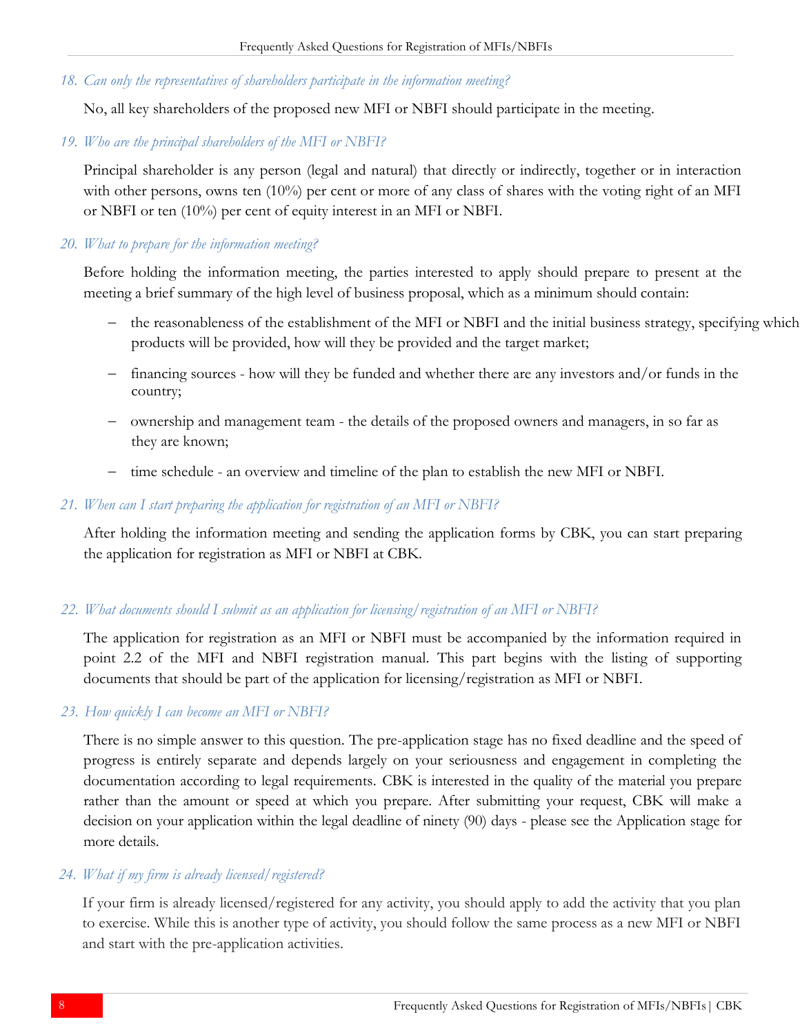*18. Can only the representatives of shareholders participate in the information meeting?*

No, all key shareholders of the proposed new MFI or NBFI should participate in the meeting.

*19. Who are the principal shareholders of the MFI or NBFI?*

Principal shareholder is any person (legal and natural) that directly or indirectly, together or in interaction with other persons, owns ten (10%) per cent or more of any class of shares with the voting right of an MFI or NBFI or ten (10%) per cent of equity interest in an MFI or NBFI.

*20. What to prepare for the information meeting?*

Before holding the information meeting, the parties interested to apply should prepare to present at the meeting a brief summary of the high level of business proposal, which as a minimum should contain:

- the reasonableness of the establishment of the MFI or NBFI and the initial business strategy, specifying which products will be provided, how will they be provided and the target market;
- financing sources - how will they be funded and whether there are any investors and/or funds in the country;
- ownership and management team - the details of the proposed owners and managers, in so far as they are known;
- time schedule - an overview and timeline of the plan to establish the new MFI or NBFI.

*21. When can I start preparing the application for registration of an MFI or NBFI?*

After holding the information meeting and sending the application forms by CBK, you can start preparing the application for registration as MFI or NBFI at CBK.

*22. What documents should I submit as an application for licensing/registration of an MFI or NBFI?*

The application for registration as an MFI or NBFI must be accompanied by the information required in point 2.2 of the MFI and NBFI registration manual. This part begins with the listing of supporting documents that should be part of the application for licensing/registration as MFI or NBFI.

*23. How quickly I can become an MFI or NBFI?*

There is no simple answer to this question. The pre-application stage has no fixed deadline and the speed of progress is entirely separate and depends largely on your seriousness and engagement in completing the documentation according to legal requirements. CBK is interested in the quality of the material you prepare rather than the amount or speed at which you prepare. After submitting your request, CBK will make a decision on your application within the legal deadline of ninety (90) days - please see the Application stage for more details.

*24. What if my firm is already licensed/registered?*

If your firm is already licensed/registered for any activity, you should apply to add the activity that you plan to exercise. While this is another type of activity, you should follow the same process as a new MFI or NBFI and start with the pre-application activities.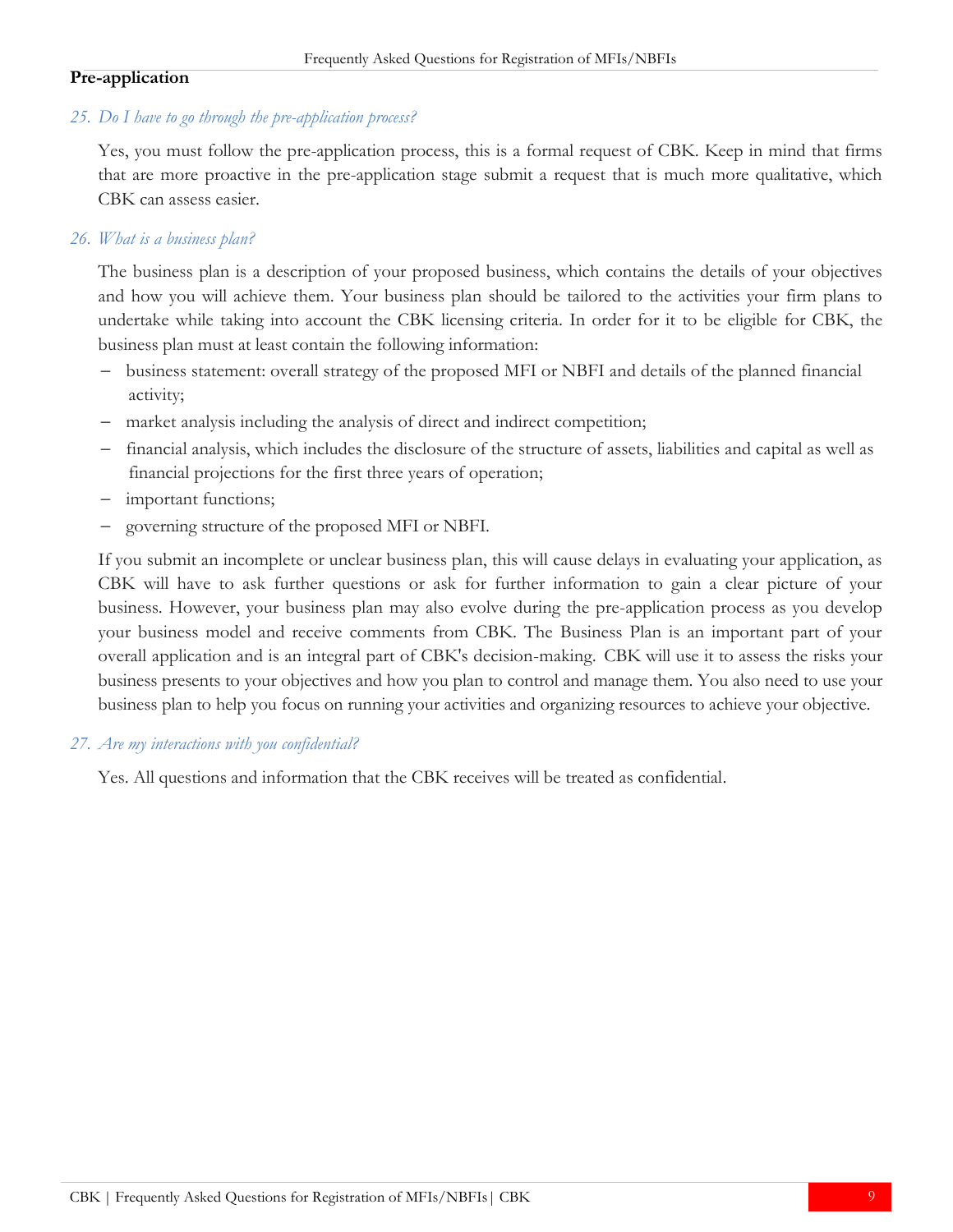## Pre-application

*25. Do I have to go through the pre-application process?*

Yes, you must follow the pre-application process, this is a formal request of CBK. Keep in mind that firms that are more proactive in the pre-application stage submit a request that is much more qualitative, which CBK can assess easier.

*26. What is a business plan?*

The business plan is a description of your proposed business, which contains the details of your objectives and how you will achieve them. Your business plan should be tailored to the activities your firm plans to undertake while taking into account the CBK licensing criteria. In order for it to be eligible for CBK, the business plan must at least contain the following information:

- business statement: overall strategy of the proposed MFI or NBFI and details of the planned financial activity;
- market analysis including the analysis of direct and indirect competition;
- financial analysis, which includes the disclosure of the structure of assets, liabilities and capital as well as financial projections for the first three years of operation;
- important functions;
- governing structure of the proposed MFI or NBFI.

If you submit an incomplete or unclear business plan, this will cause delays in evaluating your application, as CBK will have to ask further questions or ask for further information to gain a clear picture of your business. However, your business plan may also evolve during the pre-application process as you develop your business model and receive comments from CBK. The Business Plan is an important part of your overall application and is an integral part of CBK's decision-making. CBK will use it to assess the risks your business presents to your objectives and how you plan to control and manage them. You also need to use your business plan to help you focus on running your activities and organizing resources to achieve your objective.

*27. Are my interactions with you confidential?*

Yes. All questions and information that the CBK receives will be treated as confidential.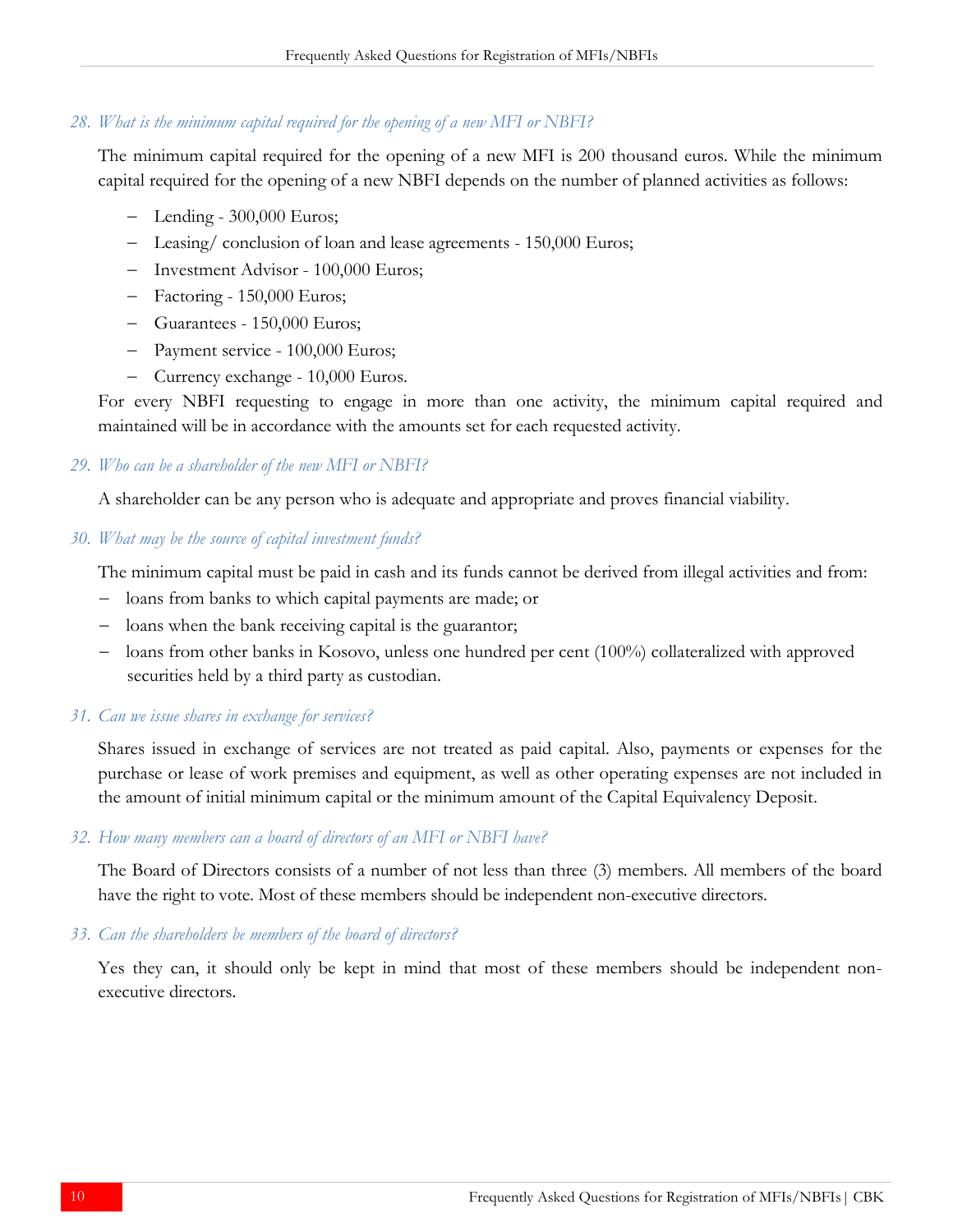*28. What is the minimum capital required for the opening of a new MFI or NBFI?*

The minimum capital required for the opening of a new MFI is 200 thousand euros. While the minimum capital required for the opening of a new NBFI depends on the number of planned activities as follows:

- Lending - 300,000 Euros;
- Leasing/ conclusion of loan and lease agreements - 150,000 Euros;
- Investment Advisor - 100,000 Euros;
- Factoring - 150,000 Euros;
- Guarantees - 150,000 Euros;
- Payment service - 100,000 Euros;
- Currency exchange - 10,000 Euros.

For every NBFI requesting to engage in more than one activity, the minimum capital required and maintained will be in accordance with the amounts set for each requested activity.

*29. Who can be a shareholder of the new MFI or NBFI?*

A shareholder can be any person who is adequate and appropriate and proves financial viability.

*30. What may be the source of capital investment funds?*

The minimum capital must be paid in cash and its funds cannot be derived from illegal activities and from:

- loans from banks to which capital payments are made; or
- loans when the bank receiving capital is the guarantor;
- loans from other banks in Kosovo, unless one hundred per cent (100%) collateralized with approved securities held by a third party as custodian.

*31. Can we issue shares in exchange for services?*

Shares issued in exchange of services are not treated as paid capital. Also, payments or expenses for the purchase or lease of work premises and equipment, as well as other operating expenses are not included in the amount of initial minimum capital or the minimum amount of the Capital Equivalency Deposit.

*32. How many members can a board of directors of an MFI or NBFI have?*

The Board of Directors consists of a number of not less than three (3) members. All members of the board have the right to vote. Most of these members should be independent non-executive directors.

*33. Can the shareholders be members of the board of directors?*

Yes they can, it should only be kept in mind that most of these members should be independent non-executive directors.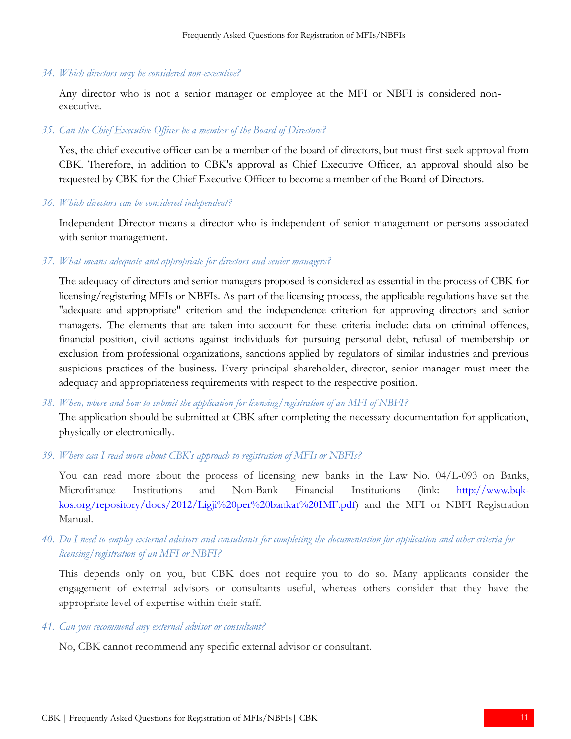*34. Which directors may be considered non-executive?*

Any director who is not a senior manager or employee at the MFI or NBFI is considered non-executive.

*35. Can the Chief Executive Officer be a member of the Board of Directors?*

Yes, the chief executive officer can be a member of the board of directors, but must first seek approval from CBK. Therefore, in addition to CBK's approval as Chief Executive Officer, an approval should also be requested by CBK for the Chief Executive Officer to become a member of the Board of Directors.

*36. Which directors can be considered independent?*

Independent Director means a director who is independent of senior management or persons associated with senior management.

*37. What means adequate and appropriate for directors and senior managers?*

The adequacy of directors and senior managers proposed is considered as essential in the process of CBK for licensing/registering MFIs or NBFIs. As part of the licensing process, the applicable regulations have set the "adequate and appropriate" criterion and the independence criterion for approving directors and senior managers. The elements that are taken into account for these criteria include: data on criminal offences, financial position, civil actions against individuals for pursuing personal debt, refusal of membership or exclusion from professional organizations, sanctions applied by regulators of similar industries and previous suspicious practices of the business. Every principal shareholder, director, senior manager must meet the adequacy and appropriateness requirements with respect to the respective position.

*38. When, where and how to submit the application for licensing/registration of an MFI of NBFI?*

The application should be submitted at CBK after completing the necessary documentation for application, physically or electronically.

*39. Where can I read more about CBK's approach to registration of MFIs or NBFIs?*

You can read more about the process of licensing new banks in the Law No. 04/L-093 on Banks, Microfinance Institutions and Non-Bank Financial Institutions (link: [http://www.bqk-kos.org/repository/docs/2012/Ligji%20per%20bankat%20IMF.pdf](http://www.bqk-kos.org/repository/docs/2012/Ligji%20per%20bankat%20IMF.pdf)) and the MFI or NBFI Registration Manual.

*40. Do I need to employ external advisors and consultants for completing the documentation for application and other criteria for licensing/registration of an MFI or NBFI?*

This depends only on you, but CBK does not require you to do so. Many applicants consider the engagement of external advisors or consultants useful, whereas others consider that they have the appropriate level of expertise within their staff.

*41. Can you recommend any external advisor or consultant?*

No, CBK cannot recommend any specific external advisor or consultant.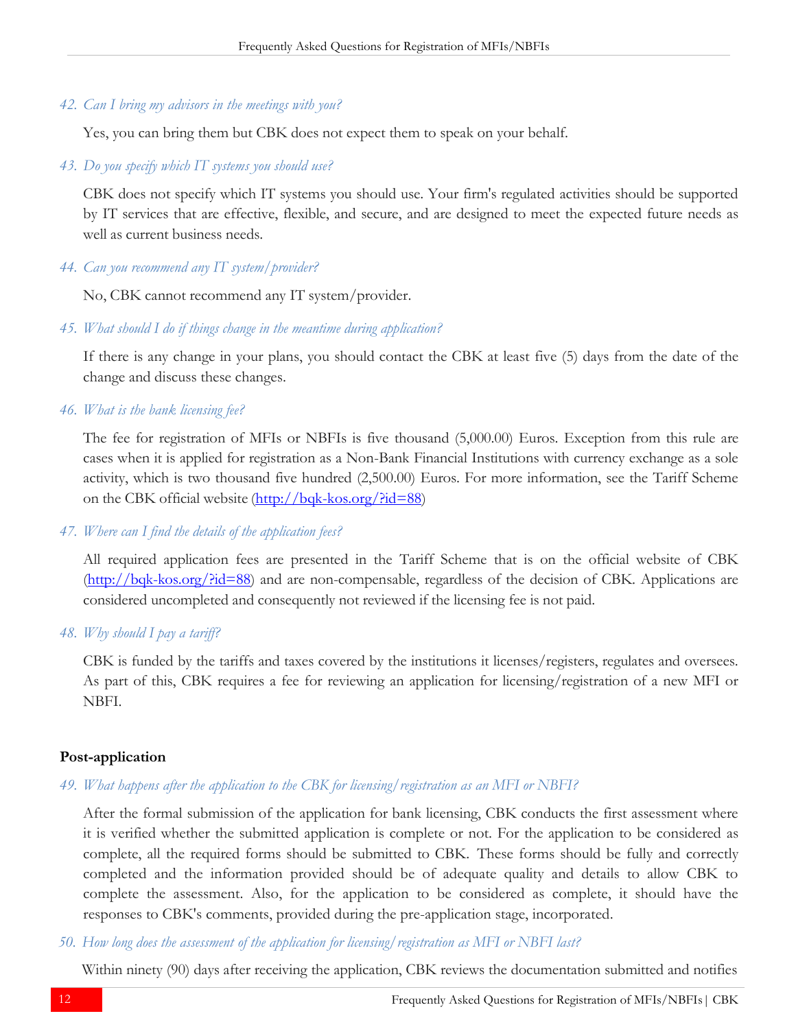*42. Can I bring my advisors in the meetings with you?*

Yes, you can bring them but CBK does not expect them to speak on your behalf.

*43. Do you specify which IT systems you should use?*

CBK does not specify which IT systems you should use. Your firm's regulated activities should be supported by IT services that are effective, flexible, and secure, and are designed to meet the expected future needs as well as current business needs.

*44. Can you recommend any IT system/provider?*

No, CBK cannot recommend any IT system/provider.

*45. What should I do if things change in the meantime during application?*

If there is any change in your plans, you should contact the CBK at least five (5) days from the date of the change and discuss these changes.

*46. What is the bank licensing fee?*

The fee for registration of MFIs or NBFIs is five thousand (5,000.00) Euros. Exception from this rule are cases when it is applied for registration as a Non-Bank Financial Institutions with currency exchange as a sole activity, which is two thousand five hundred (2,500.00) Euros. For more information, see the Tariff Scheme on the CBK official website ([http://bqk-kos.org/?id=88](http://bqk-kos.org/?id=88))

*47. Where can I find the details of the application fees?*

All required application fees are presented in the Tariff Scheme that is on the official website of CBK ([http://bqk-kos.org/?id=88](http://bqk-kos.org/?id=88)) and are non-compensable, regardless of the decision of CBK. Applications are considered uncompleted and consequently not reviewed if the licensing fee is not paid.

*48. Why should I pay a tariff?*

CBK is funded by the tariffs and taxes covered by the institutions it licenses/registers, regulates and oversees. As part of this, CBK requires a fee for reviewing an application for licensing/registration of a new MFI or NBFI.

**Post-application**

*49. What happens after the application to the CBK for licensing/registration as an MFI or NBFI?*

After the formal submission of the application for bank licensing, CBK conducts the first assessment where it is verified whether the submitted application is complete or not. For the application to be considered as complete, all the required forms should be submitted to CBK. These forms should be fully and correctly completed and the information provided should be of adequate quality and details to allow CBK to complete the assessment. Also, for the application to be considered as complete, it should have the responses to CBK's comments, provided during the pre-application stage, incorporated.

*50. How long does the assessment of the application for licensing/registration as MFI or NBFI last?*

Within ninety (90) days after receiving the application, CBK reviews the documentation submitted and notifies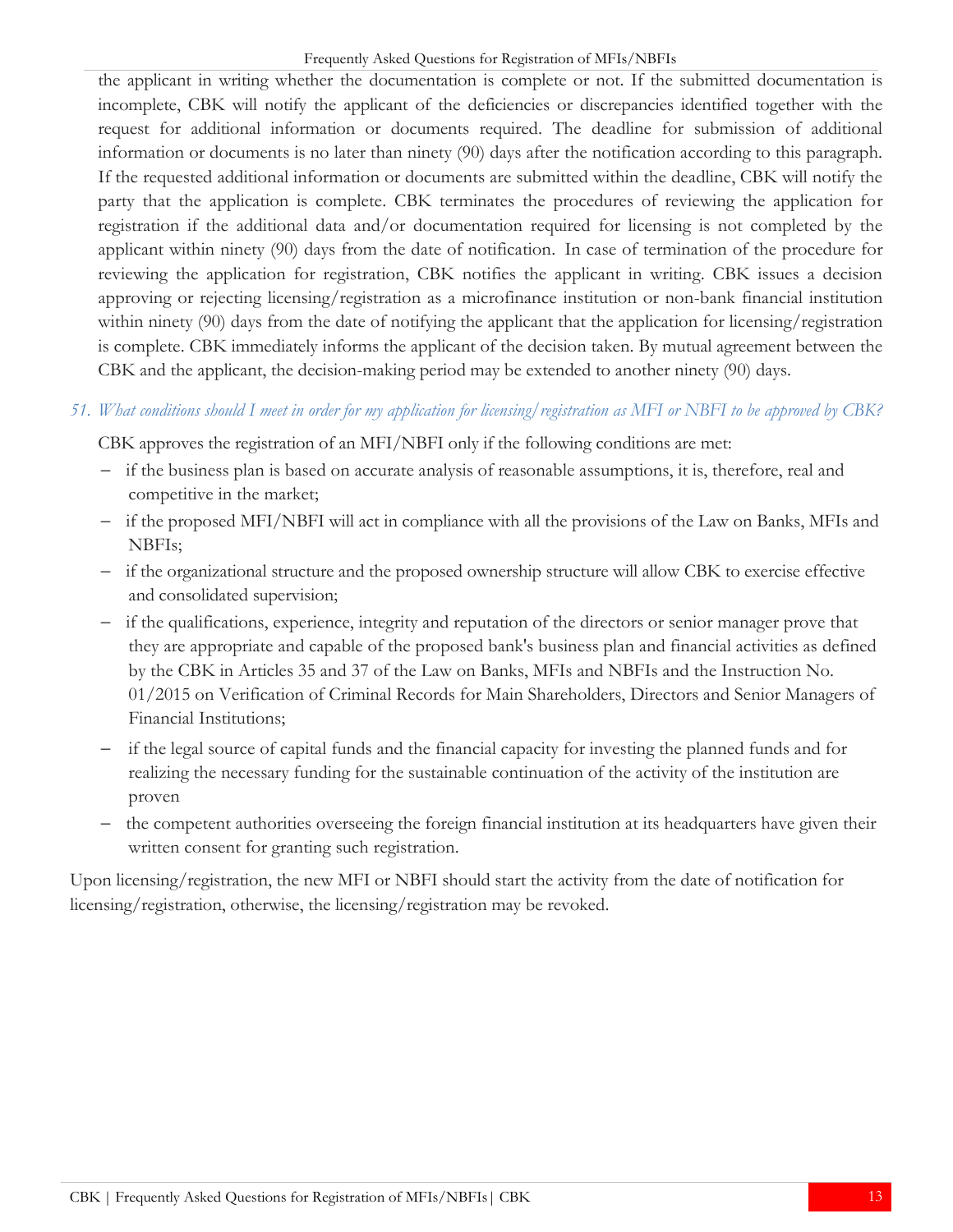the applicant in writing whether the documentation is complete or not. If the submitted documentation is incomplete, CBK will notify the applicant of the deficiencies or discrepancies identified together with the request for additional information or documents required. The deadline for submission of additional information or documents is no later than ninety (90) days after the notification according to this paragraph. If the requested additional information or documents are submitted within the deadline, CBK will notify the party that the application is complete. CBK terminates the procedures of reviewing the application for registration if the additional data and/or documentation required for licensing is not completed by the applicant within ninety (90) days from the date of notification. In case of termination of the procedure for reviewing the application for registration, CBK notifies the applicant in writing. CBK issues a decision approving or rejecting licensing/registration as a microfinance institution or non-bank financial institution within ninety (90) days from the date of notifying the applicant that the application for licensing/registration is complete. CBK immediately informs the applicant of the decision taken. By mutual agreement between the CBK and the applicant, the decision-making period may be extended to another ninety (90) days.

### *51. What conditions should I meet in order for my application for licensing/registration as MFI or NBFI to be approved by CBK?*

CBK approves the registration of an MFI/NBFI only if the following conditions are met:

- if the business plan is based on accurate analysis of reasonable assumptions, it is, therefore, real and competitive in the market;
- if the proposed MFI/NBFI will act in compliance with all the provisions of the Law on Banks, MFIs and NBFIs;
- if the organizational structure and the proposed ownership structure will allow CBK to exercise effective and consolidated supervision;
- if the qualifications, experience, integrity and reputation of the directors or senior manager prove that they are appropriate and capable of the proposed bank's business plan and financial activities as defined by the CBK in Articles 35 and 37 of the Law on Banks, MFIs and NBFIs and the Instruction No. 01/2015 on Verification of Criminal Records for Main Shareholders, Directors and Senior Managers of Financial Institutions;
- if the legal source of capital funds and the financial capacity for investing the planned funds and for realizing the necessary funding for the sustainable continuation of the activity of the institution are proven
- the competent authorities overseeing the foreign financial institution at its headquarters have given their written consent for granting such registration.

Upon licensing/registration, the new MFI or NBFI should start the activity from the date of notification for licensing/registration, otherwise, the licensing/registration may be revoked.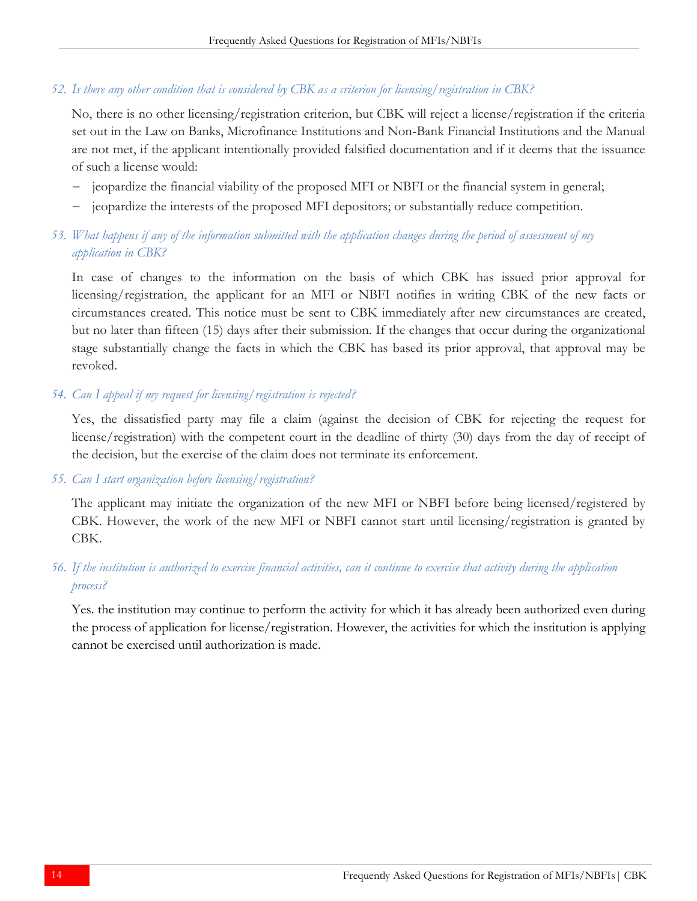*52. Is there any other condition that is considered by CBK as a criterion for licensing/registration in CBK?*

No, there is no other licensing/registration criterion, but CBK will reject a license/registration if the criteria set out in the Law on Banks, Microfinance Institutions and Non-Bank Financial Institutions and the Manual are not met, if the applicant intentionally provided falsified documentation and if it deems that the issuance of such a license would:

- jeopardize the financial viability of the proposed MFI or NBFI or the financial system in general;
- jeopardize the interests of the proposed MFI depositors; or substantially reduce competition.

*53. What happens if any of the information submitted with the application changes during the period of assessment of my application in CBK?*

In case of changes to the information on the basis of which CBK has issued prior approval for licensing/registration, the applicant for an MFI or NBFI notifies in writing CBK of the new facts or circumstances created. This notice must be sent to CBK immediately after new circumstances are created, but no later than fifteen (15) days after their submission. If the changes that occur during the organizational stage substantially change the facts in which the CBK has based its prior approval, that approval may be revoked.

*54. Can I appeal if my request for licensing/registration is rejected?*

Yes, the dissatisfied party may file a claim (against the decision of CBK for rejecting the request for license/registration) with the competent court in the deadline of thirty (30) days from the day of receipt of the decision, but the exercise of the claim does not terminate its enforcement.

*55. Can I start organization before licensing/registration?*

The applicant may initiate the organization of the new MFI or NBFI before being licensed/registered by CBK. However, the work of the new MFI or NBFI cannot start until licensing/registration is granted by CBK.

*56. If the institution is authorized to exercise financial activities, can it continue to exercise that activity during the application process?*

Yes. the institution may continue to perform the activity for which it has already been authorized even during the process of application for license/registration. However, the activities for which the institution is applying cannot be exercised until authorization is made.